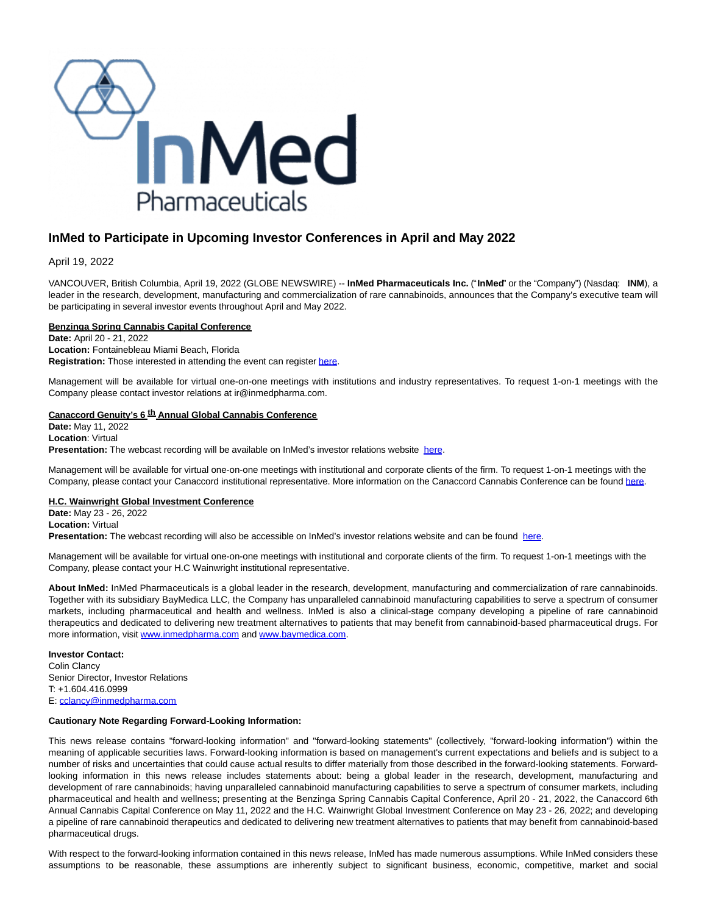# InMed to Participate in Upcoming Investor Conferences in April and May 2022

April 19, 2022

VANCOUVER, British Columbia, April 19, 2022 (GLOBE NEWSWIRE) -- **InMed Pharmaceuticals Inc.** ("**InMed**" or the "Company") (Nasdaq: **INM**), a leader in the research, development, manufacturing and commercialization of rare cannabinoids, announces that the Company's executive team will be participating in several investor events throughout April and May 2022.

**Benzinga Spring Cannabis Capital Conference**
**Date:** April 20 - 21, 2022
**Location:** Fontainebleau Miami Beach, Florida
**Registration:** Those interested in attending the event can register here.

Management will be available for virtual one-on-one meetings with institutions and industry representatives. To request 1-on-1 meetings with the Company please contact investor relations at ir@inmedpharma.com.

**Canaccord Genuity's 6th Annual Global Cannabis Conference**
**Date:** May 11, 2022
**Location**: Virtual
**Presentation:** The webcast recording will be available on InMed's investor relations website here.

Management will be available for virtual one-on-one meetings with institutional and corporate clients of the firm. To request 1-on-1 meetings with the Company, please contact your Canaccord institutional representative. More information on the Canaccord Cannabis Conference can be found here.

**H.C. Wainwright Global Investment Conference**
**Date:** May 23 - 26, 2022
**Location:** Virtual
**Presentation:** The webcast recording will also be accessible on InMed's investor relations website and can be found here.

Management will be available for virtual one-on-one meetings with institutional and corporate clients of the firm. To request 1-on-1 meetings with the Company, please contact your H.C Wainwright institutional representative.

**About InMed:** InMed Pharmaceuticals is a global leader in the research, development, manufacturing and commercialization of rare cannabinoids. Together with its subsidiary BayMedica LLC, the Company has unparalleled cannabinoid manufacturing capabilities to serve a spectrum of consumer markets, including pharmaceutical and health and wellness. InMed is also a clinical-stage company developing a pipeline of rare cannabinoid therapeutics and dedicated to delivering new treatment alternatives to patients that may benefit from cannabinoid-based pharmaceutical drugs. For more information, visit www.inmedpharma.com and www.baymedica.com.

**Investor Contact:**
Colin Clancy
Senior Director, Investor Relations
T: +1.604.416.0999
E: cclancy@inmedpharma.com

**Cautionary Note Regarding Forward-Looking Information:**

This news release contains "forward-looking information" and "forward-looking statements" (collectively, "forward-looking information") within the meaning of applicable securities laws. Forward-looking information is based on management's current expectations and beliefs and is subject to a number of risks and uncertainties that could cause actual results to differ materially from those described in the forward-looking statements. Forward-looking information in this news release includes statements about: being a global leader in the research, development, manufacturing and development of rare cannabinoids; having unparalleled cannabinoid manufacturing capabilities to serve a spectrum of consumer markets, including pharmaceutical and health and wellness; presenting at the Benzinga Spring Cannabis Capital Conference, April 20 - 21, 2022, the Canaccord 6th Annual Cannabis Capital Conference on May 11, 2022 and the H.C. Wainwright Global Investment Conference on May 23 - 26, 2022; and developing a pipeline of rare cannabinoid therapeutics and dedicated to delivering new treatment alternatives to patients that may benefit from cannabinoid-based pharmaceutical drugs.

With respect to the forward-looking information contained in this news release, InMed has made numerous assumptions. While InMed considers these assumptions to be reasonable, these assumptions are inherently subject to significant business, economic, competitive, market and social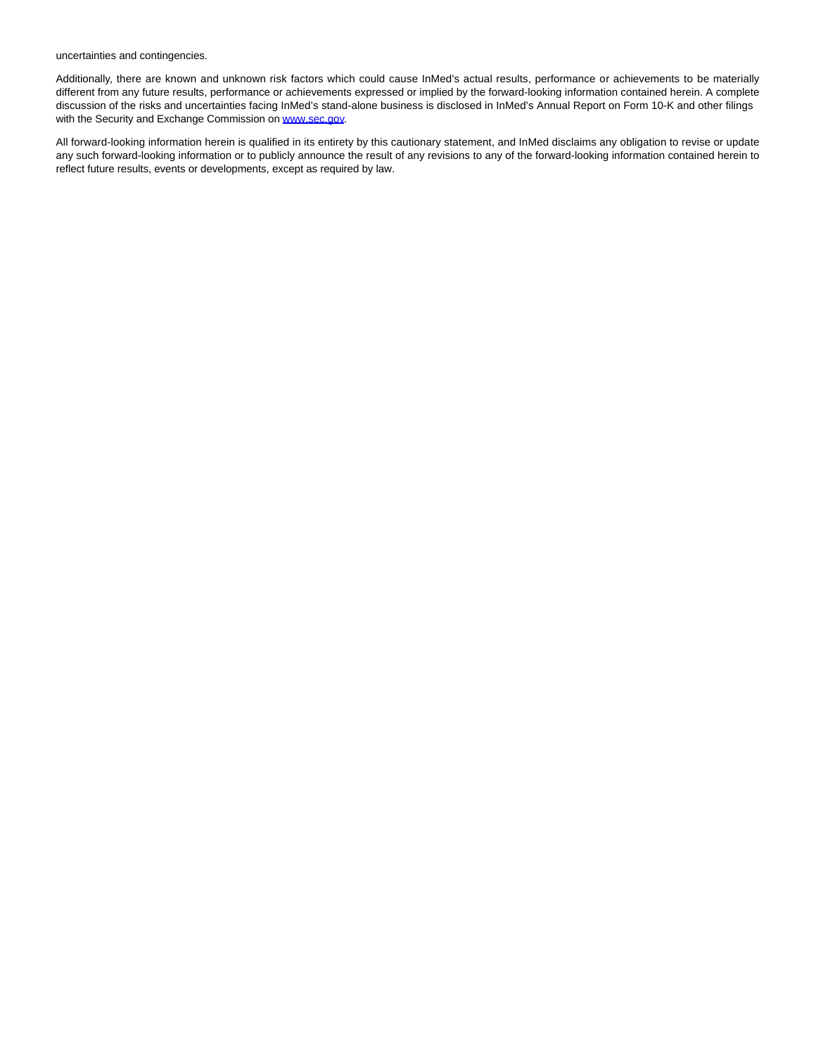uncertainties and contingencies.

Additionally, there are known and unknown risk factors which could cause InMed's actual results, performance or achievements to be materially different from any future results, performance or achievements expressed or implied by the forward-looking information contained herein. A complete discussion of the risks and uncertainties facing InMed's stand-alone business is disclosed in InMed's Annual Report on Form 10-K and other filings with the Security and Exchange Commission on [www.sec.gov](http://www.sec.gov).

All forward-looking information herein is qualified in its entirety by this cautionary statement, and InMed disclaims any obligation to revise or update any such forward-looking information or to publicly announce the result of any revisions to any of the forward-looking information contained herein to reflect future results, events or developments, except as required by law.